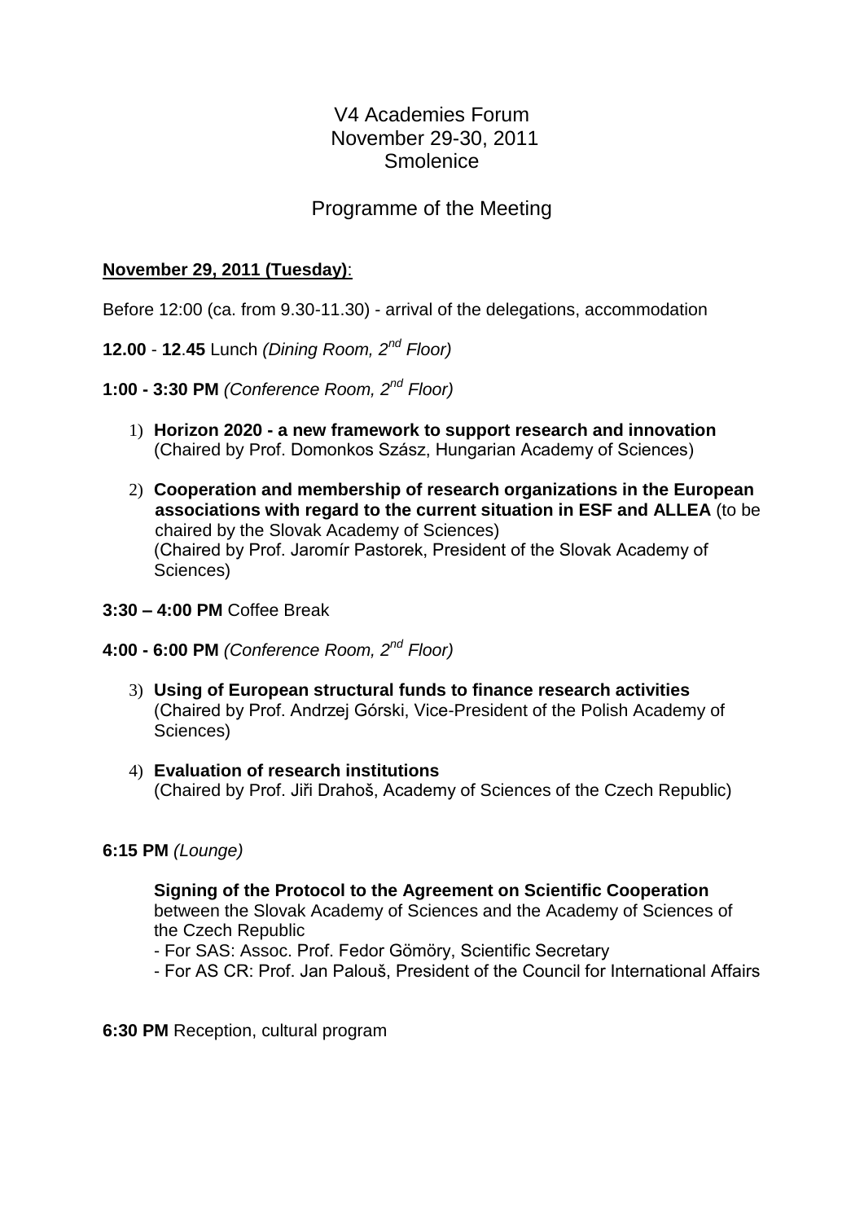# V4 Academies Forum
## November 29-30, 2011
## Smolenice

## Programme of the Meeting

**<u>November 29, 2011 (Tuesday)</u>**:

Before 12:00 (ca. from 9.30-11.30) - arrival of the delegations, accommodation

**12.00** - **12**.**45** Lunch *(Dining Room, 2nd Floor)*

**1:00 - 3:30 PM** *(Conference Room, 2nd Floor)*

1) **Horizon 2020 - a new framework to support research and innovation** (Chaired by Prof. Domonkos Szász, Hungarian Academy of Sciences)

2) **Cooperation and membership of research organizations in the European associations with regard to the current situation in ESF and ALLEA** (to be chaired by the Slovak Academy of Sciences) (Chaired by Prof. Jaromír Pastorek, President of the Slovak Academy of Sciences)

**3:30 – 4:00 PM** Coffee Break

**4:00 - 6:00 PM** *(Conference Room, 2nd Floor)*

3) **Using of European structural funds to finance research activities** (Chaired by Prof. Andrzej Górski, Vice-President of the Polish Academy of Sciences)

4) **Evaluation of research institutions** (Chaired by Prof. Jiři Drahoš, Academy of Sciences of the Czech Republic)

**6:15 PM** *(Lounge)*

**Signing of the Protocol to the Agreement on Scientific Cooperation** between the Slovak Academy of Sciences and the Academy of Sciences of the Czech Republic
- For SAS: Assoc. Prof. Fedor Gömöry, Scientific Secretary
- For AS CR: Prof. Jan Palouš, President of the Council for International Affairs

**6:30 PM** Reception, cultural program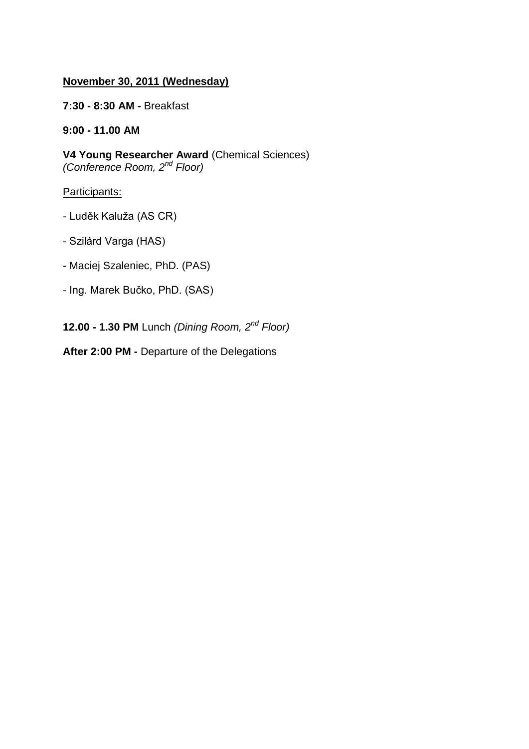**<u>November 30, 2011 (Wednesday)</u>**

**7:30 - 8:30 AM -** Breakfast

**9:00 - 11.00 AM**

**V4 Young Researcher Award** (Chemical Sciences)
*(Conference Room, 2nd Floor)*

<u>Participants:</u>

- Luděk Kaluža (AS CR)
- Szilárd Varga (HAS)
- Maciej Szaleniec, PhD. (PAS)
- Ing. Marek Bučko, PhD. (SAS)

**12.00 - 1.30 PM** Lunch *(Dining Room, 2nd Floor)*

**After 2:00 PM -** Departure of the Delegations